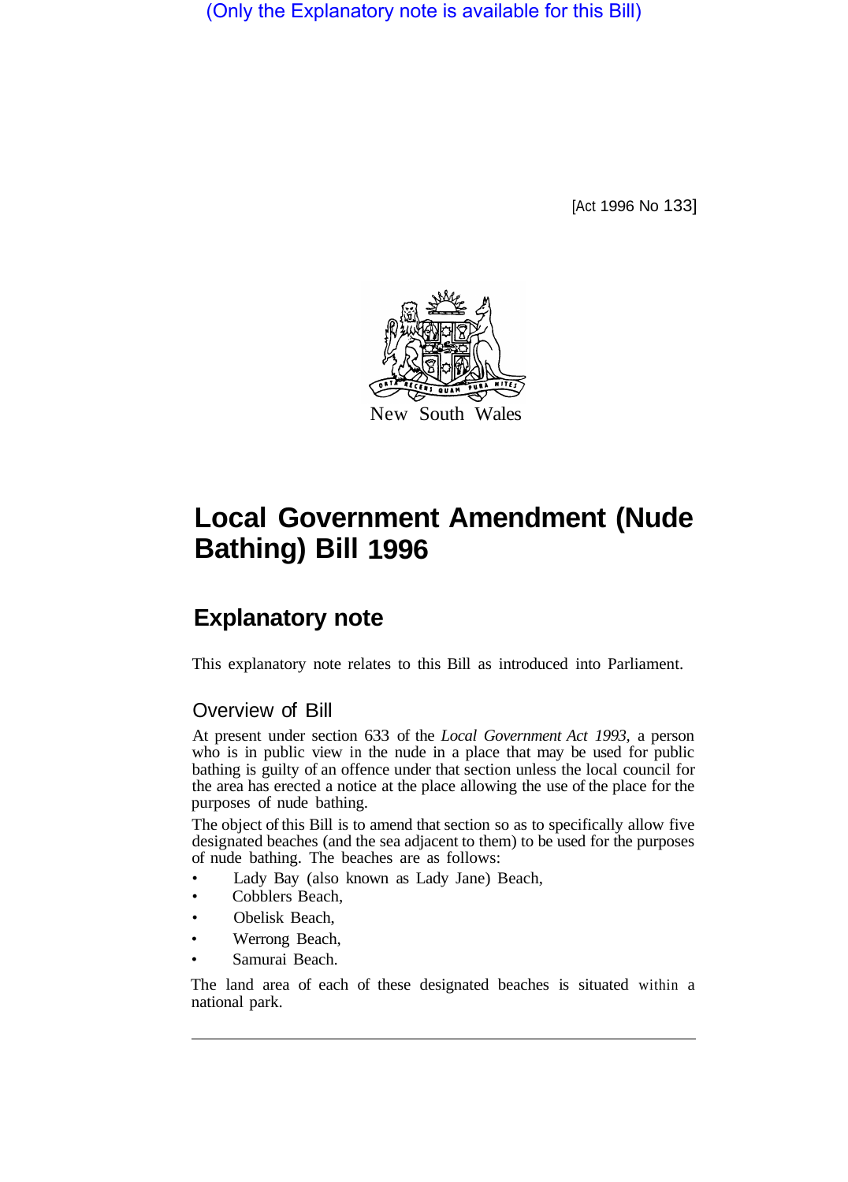(Only the Explanatory note is available for this Bill)

[Act 1996 No 133]

New South Wales

# Local Government Amendment (Nude Bathing) Bill 1996

## Explanatory note

This explanatory note relates to this Bill as introduced into Parliament.

### Overview of Bill

At present under section 633 of the *Local Government Act 1993*, a person who is in public view in the nude in a place that may be used for public bathing is guilty of an offence under that section unless the local council for the area has erected a notice at the place allowing the use of the place for the purposes of nude bathing.

The object of this Bill is to amend that section so as to specifically allow five designated beaches (and the sea adjacent to them) to be used for the purposes of nude bathing. The beaches are as follows:

- Lady Bay (also known as Lady Jane) Beach,
- Cobblers Beach,
- Obelisk Beach,
- Werrong Beach,
- Samurai Beach.

The land area of each of these designated beaches is situated within a national park.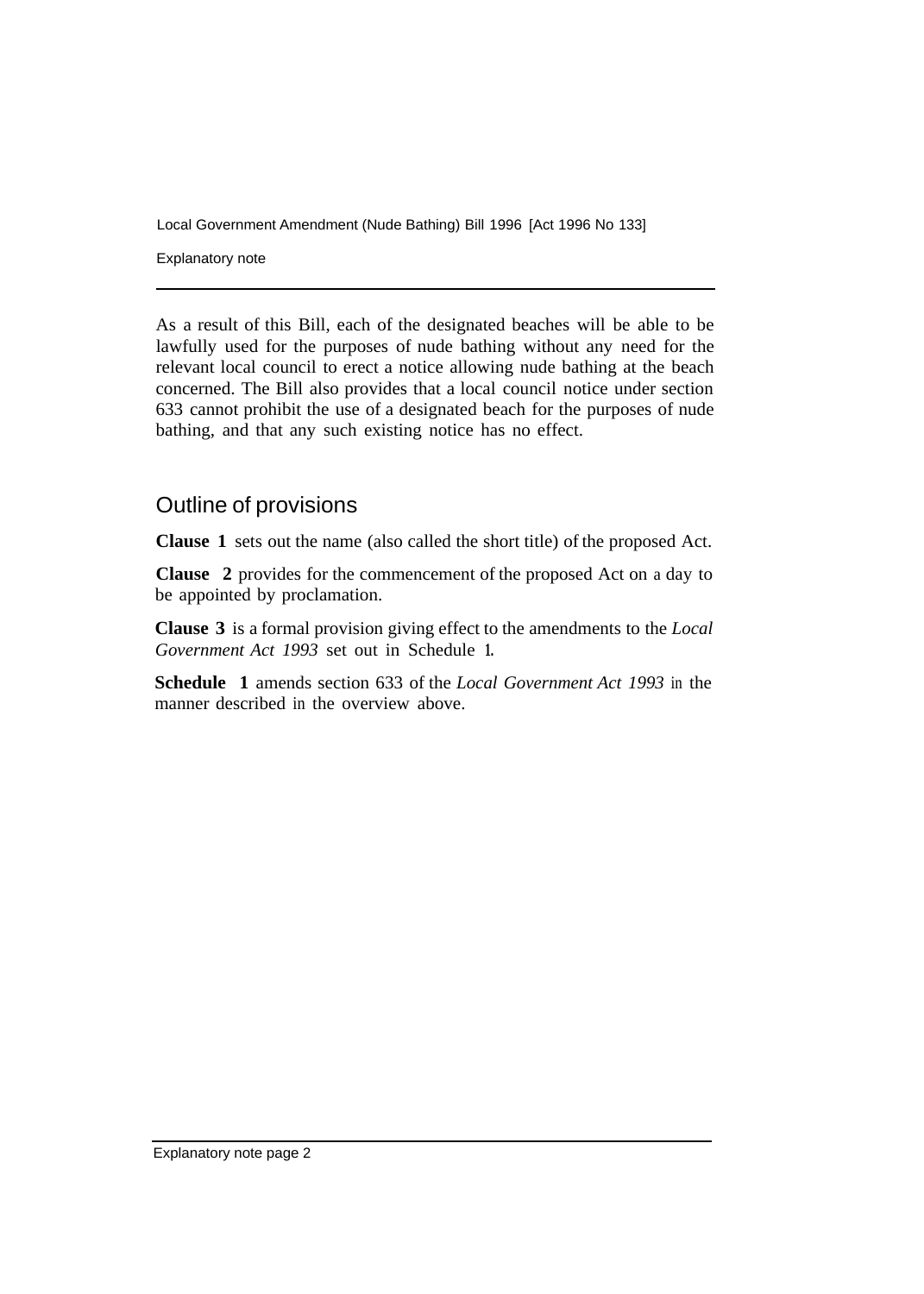As a result of this Bill, each of the designated beaches will be able to be lawfully used for the purposes of nude bathing without any need for the relevant local council to erect a notice allowing nude bathing at the beach concerned. The Bill also provides that a local council notice under section 633 cannot prohibit the use of a designated beach for the purposes of nude bathing, and that any such existing notice has no effect.

## Outline of provisions

**Clause 1** sets out the name (also called the short title) of the proposed Act.

**Clause 2** provides for the commencement of the proposed Act on a day to be appointed by proclamation.

**Clause 3** is a formal provision giving effect to the amendments to the *Local Government Act 1993* set out in Schedule 1.

**Schedule 1** amends section 633 of the *Local Government Act 1993* in the manner described in the overview above.